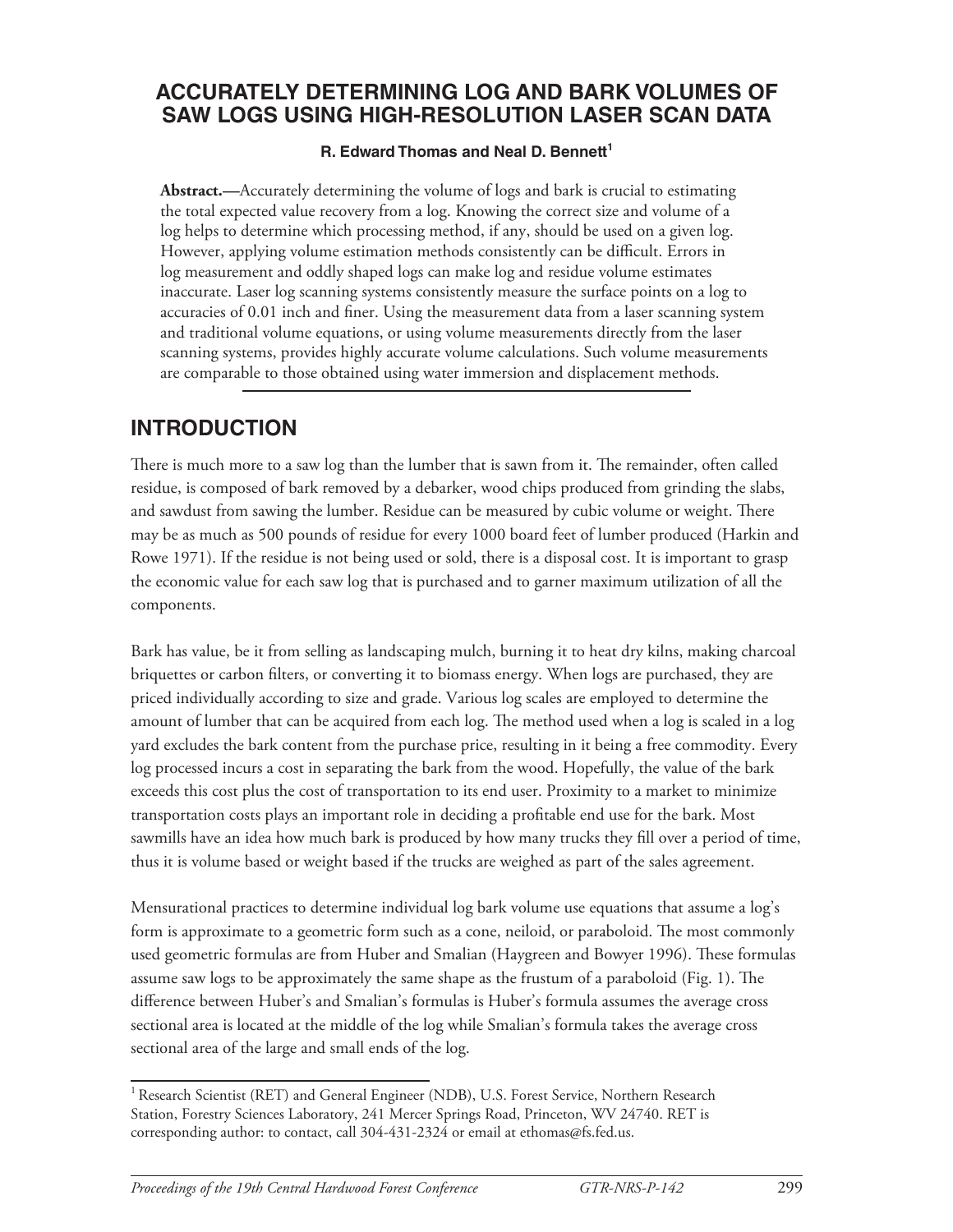# ACCURATELY DETERMINING LOG AND BARK VOLUMES OF SAW LOGS USING HIGH-RESOLUTION LASER SCAN DATA

**R. Edward Thomas and Neal D. Bennett[1]**

**Abstract.**—Accurately determining the volume of logs and bark is crucial to estimating the total expected value recovery from a log. Knowing the correct size and volume of a log helps to determine which processing method, if any, should be used on a given log. However, applying volume estimation methods consistently can be difficult. Errors in log measurement and oddly shaped logs can make log and residue volume estimates inaccurate. Laser log scanning systems consistently measure the surface points on a log to accuracies of 0.01 inch and finer. Using the measurement data from a laser scanning system and traditional volume equations, or using volume measurements directly from the laser scanning systems, provides highly accurate volume calculations. Such volume measurements are comparable to those obtained using water immersion and displacement methods.

## INTRODUCTION

There is much more to a saw log than the lumber that is sawn from it. The remainder, often called residue, is composed of bark removed by a debarker, wood chips produced from grinding the slabs, and sawdust from sawing the lumber. Residue can be measured by cubic volume or weight. There may be as much as 500 pounds of residue for every 1000 board feet of lumber produced (Harkin and Rowe 1971). If the residue is not being used or sold, there is a disposal cost. It is important to grasp the economic value for each saw log that is purchased and to garner maximum utilization of all the components.

Bark has value, be it from selling as landscaping mulch, burning it to heat dry kilns, making charcoal briquettes or carbon filters, or converting it to biomass energy. When logs are purchased, they are priced individually according to size and grade. Various log scales are employed to determine the amount of lumber that can be acquired from each log. The method used when a log is scaled in a log yard excludes the bark content from the purchase price, resulting in it being a free commodity. Every log processed incurs a cost in separating the bark from the wood. Hopefully, the value of the bark exceeds this cost plus the cost of transportation to its end user. Proximity to a market to minimize transportation costs plays an important role in deciding a profitable end use for the bark. Most sawmills have an idea how much bark is produced by how many trucks they fill over a period of time, thus it is volume based or weight based if the trucks are weighed as part of the sales agreement.

Mensurational practices to determine individual log bark volume use equations that assume a log's form is approximate to a geometric form such as a cone, neiloid, or paraboloid. The most commonly used geometric formulas are from Huber and Smalian (Haygreen and Bowyer 1996). These formulas assume saw logs to be approximately the same shape as the frustum of a paraboloid (Fig. 1). The difference between Huber's and Smalian's formulas is Huber's formula assumes the average cross sectional area is located at the middle of the log while Smalian's formula takes the average cross sectional area of the large and small ends of the log.

---

[1] Research Scientist (RET) and General Engineer (NDB), U.S. Forest Service, Northern Research Station, Forestry Sciences Laboratory, 241 Mercer Springs Road, Princeton, WV 24740. RET is corresponding author: to contact, call 304-431-2324 or email at ethomas@fs.fed.us.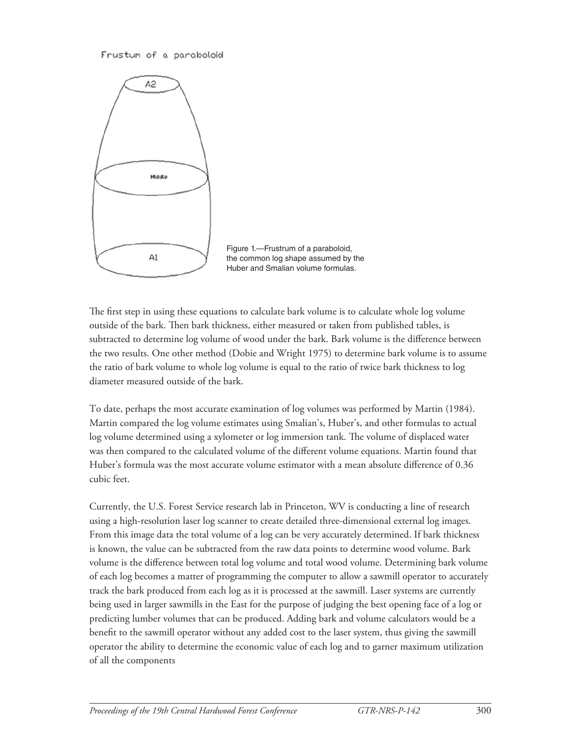Figure 1.—Frustrum of a paraboloid, the common log shape assumed by the Huber and Smalian volume formulas.

The first step in using these equations to calculate bark volume is to calculate whole log volume outside of the bark. Then bark thickness, either measured or taken from published tables, is subtracted to determine log volume of wood under the bark. Bark volume is the difference between the two results. One other method (Dobie and Wright 1975) to determine bark volume is to assume the ratio of bark volume to whole log volume is equal to the ratio of twice bark thickness to log diameter measured outside of the bark.

To date, perhaps the most accurate examination of log volumes was performed by Martin (1984). Martin compared the log volume estimates using Smalian's, Huber's, and other formulas to actual log volume determined using a xylometer or log immersion tank. The volume of displaced water was then compared to the calculated volume of the different volume equations. Martin found that Huber's formula was the most accurate volume estimator with a mean absolute difference of 0.36 cubic feet.

Currently, the U.S. Forest Service research lab in Princeton, WV is conducting a line of research using a high-resolution laser log scanner to create detailed three-dimensional external log images. From this image data the total volume of a log can be very accurately determined. If bark thickness is known, the value can be subtracted from the raw data points to determine wood volume. Bark volume is the difference between total log volume and total wood volume. Determining bark volume of each log becomes a matter of programming the computer to allow a sawmill operator to accurately track the bark produced from each log as it is processed at the sawmill. Laser systems are currently being used in larger sawmills in the East for the purpose of judging the best opening face of a log or predicting lumber volumes that can be produced. Adding bark and volume calculators would be a benefit to the sawmill operator without any added cost to the laser system, thus giving the sawmill operator the ability to determine the economic value of each log and to garner maximum utilization of all the components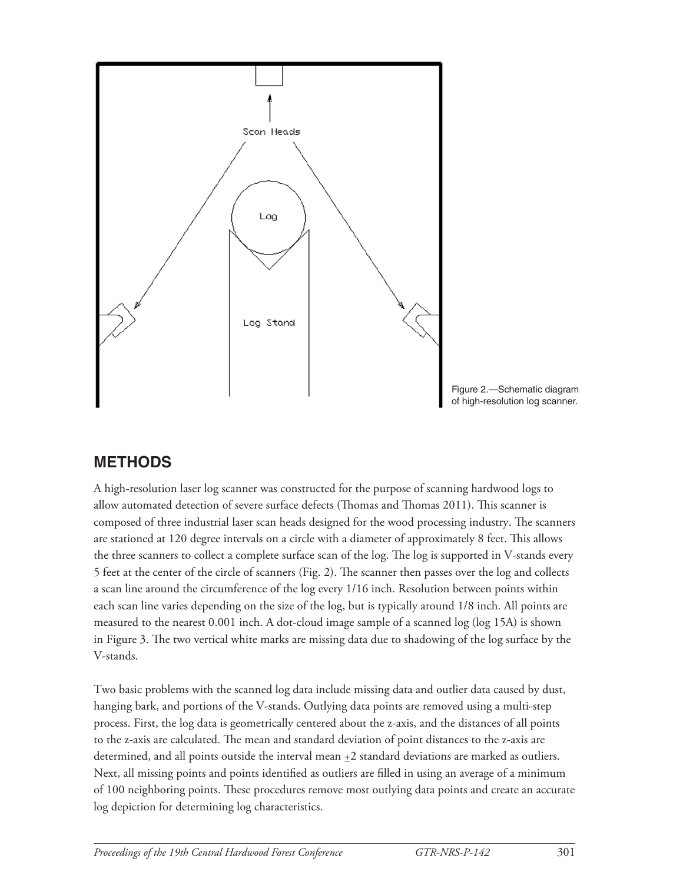Figure 2.—Schematic diagram of high-resolution log scanner.

## METHODS

A high-resolution laser log scanner was constructed for the purpose of scanning hardwood logs to allow automated detection of severe surface defects (Thomas and Thomas 2011). This scanner is composed of three industrial laser scan heads designed for the wood processing industry. The scanners are stationed at 120 degree intervals on a circle with a diameter of approximately 8 feet. This allows the three scanners to collect a complete surface scan of the log. The log is supported in V-stands every 5 feet at the center of the circle of scanners (Fig. 2). The scanner then passes over the log and collects a scan line around the circumference of the log every 1/16 inch. Resolution between points within each scan line varies depending on the size of the log, but is typically around 1/8 inch. All points are measured to the nearest 0.001 inch. A dot-cloud image sample of a scanned log (log 15A) is shown in Figure 3. The two vertical white marks are missing data due to shadowing of the log surface by the V-stands.

Two basic problems with the scanned log data include missing data and outlier data caused by dust, hanging bark, and portions of the V-stands. Outlying data points are removed using a multi-step process. First, the log data is geometrically centered about the z-axis, and the distances of all points to the z-axis are calculated. The mean and standard deviation of point distances to the z-axis are determined, and all points outside the interval mean $\pm$2 standard deviations are marked as outliers. Next, all missing points and points identified as outliers are filled in using an average of a minimum of 100 neighboring points. These procedures remove most outlying data points and create an accurate log depiction for determining log characteristics.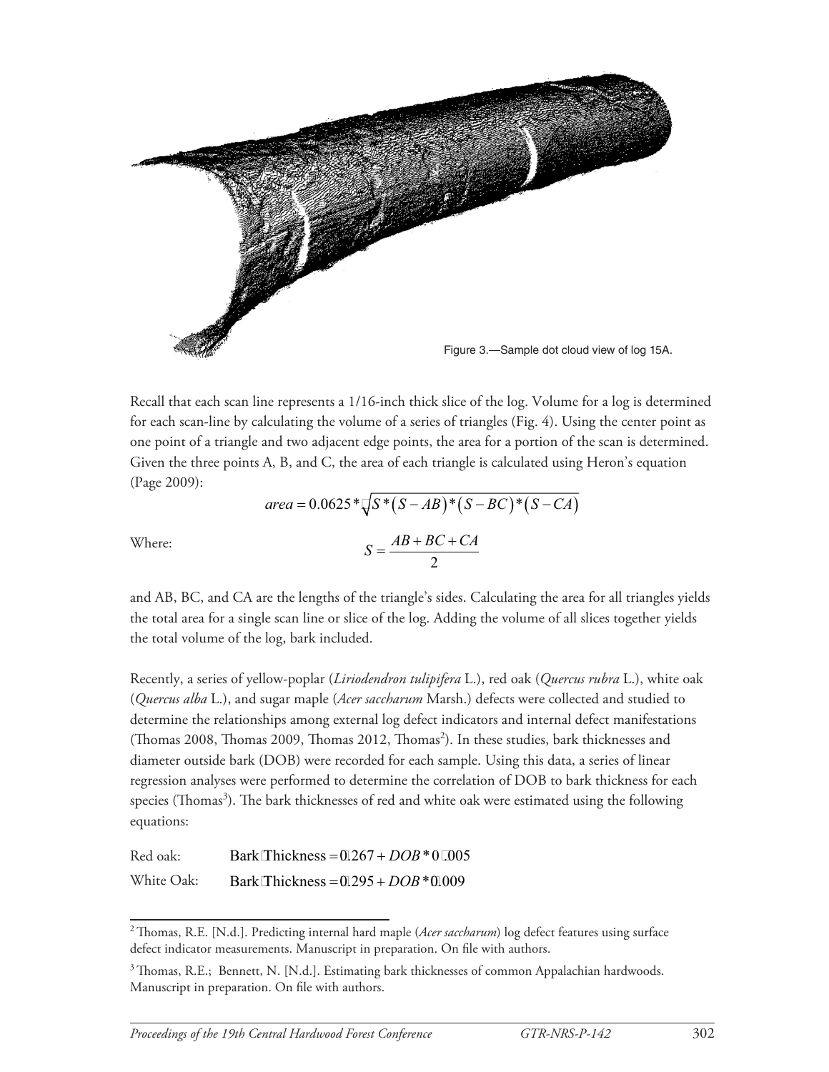Figure 3.—Sample dot cloud view of log 15A.

Recall that each scan line represents a 1/16-inch thick slice of the log. Volume for a log is determined for each scan-line by calculating the volume of a series of triangles (Fig. 4). Using the center point as one point of a triangle and two adjacent edge points, the area for a portion of the scan is determined. Given the three points A, B, and C, the area of each triangle is calculated using Heron's equation (Page 2009):

$$area = 0.0625 * \sqrt{S * (S - AB) * (S - BC) * (S - CA)}$$

Where:

$$S = \frac{AB + BC + CA}{2}$$

and AB, BC, and CA are the lengths of the triangle's sides. Calculating the area for all triangles yields the total area for a single scan line or slice of the log. Adding the volume of all slices together yields the total volume of the log, bark included.

Recently, a series of yellow-poplar (*Liriodendron tulipifera* L.), red oak (*Quercus rubra* L.), white oak (*Quercus alba* L.), and sugar maple (*Acer saccharum* Marsh.) defects were collected and studied to determine the relationships among external log defect indicators and internal defect manifestations (Thomas 2008, Thomas 2009, Thomas 2012, Thomas[2]). In these studies, bark thicknesses and diameter outside bark (DOB) were recorded for each sample. Using this data, a series of linear regression analyses were performed to determine the correlation of DOB to bark thickness for each species (Thomas[3]). The bark thicknesses of red and white oak were estimated using the following equations:

Red oak: $\text{Bark Thickness} = 0.267 + DOB * 0.005$

White Oak: $\text{Bark Thickness} = 0.295 + DOB * 0.009$

---

[2] Thomas, R.E. [N.d.]. Predicting internal hard maple (*Acer saccharum*) log defect features using surface defect indicator measurements. Manuscript in preparation. On file with authors.

[3] Thomas, R.E.; Bennett, N. [N.d.]. Estimating bark thicknesses of common Appalachian hardwoods. Manuscript in preparation. On file with authors.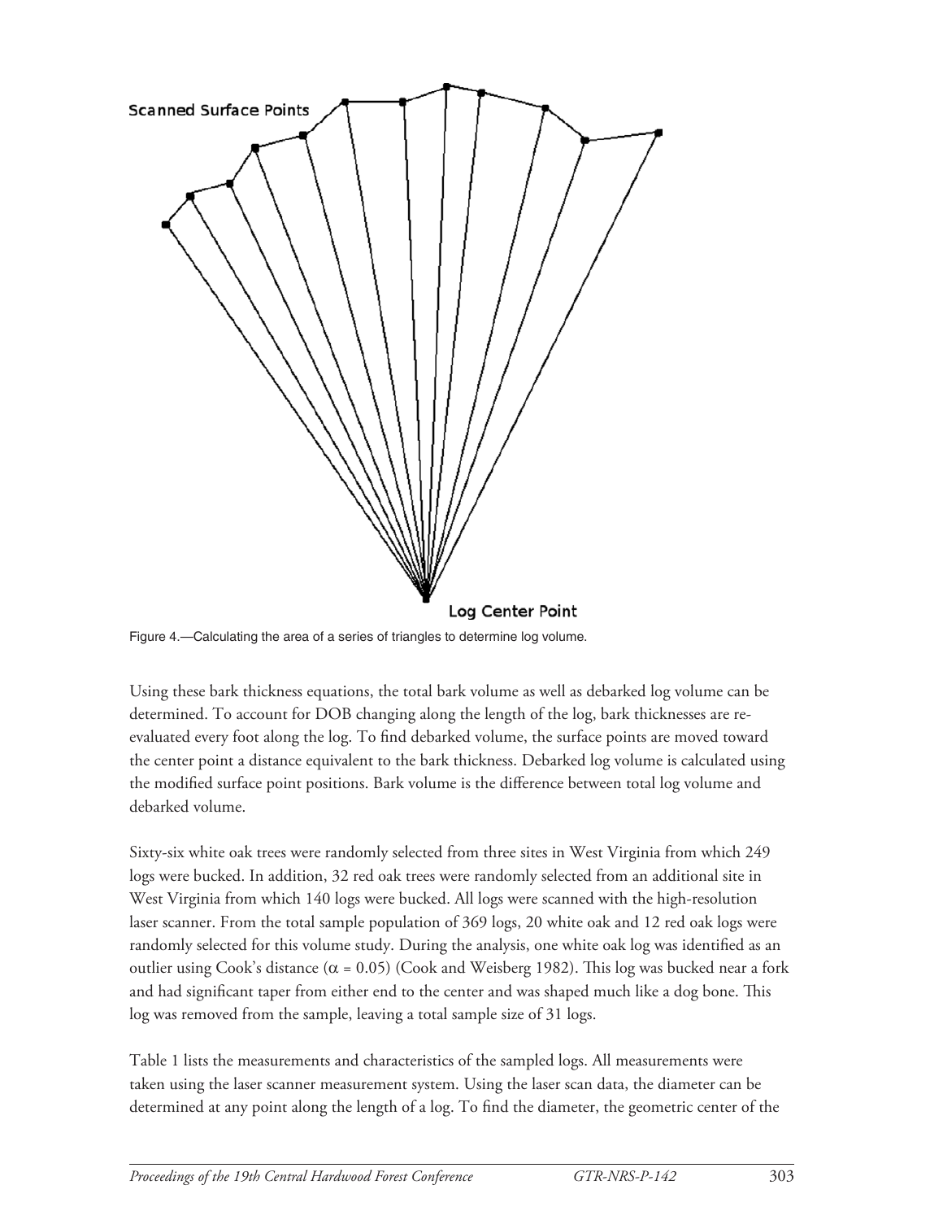Scanned Surface Points

Log Center Point

Figure 4.—Calculating the area of a series of triangles to determine log volume.

Using these bark thickness equations, the total bark volume as well as debarked log volume can be determined. To account for DOB changing along the length of the log, bark thicknesses are re-evaluated every foot along the log. To find debarked volume, the surface points are moved toward the center point a distance equivalent to the bark thickness. Debarked log volume is calculated using the modified surface point positions. Bark volume is the difference between total log volume and debarked volume.

Sixty-six white oak trees were randomly selected from three sites in West Virginia from which 249 logs were bucked. In addition, 32 red oak trees were randomly selected from an additional site in West Virginia from which 140 logs were bucked. All logs were scanned with the high-resolution laser scanner. From the total sample population of 369 logs, 20 white oak and 12 red oak logs were randomly selected for this volume study. During the analysis, one white oak log was identified as an outlier using Cook's distance ($\alpha = 0.05$) (Cook and Weisberg 1982). This log was bucked near a fork and had significant taper from either end to the center and was shaped much like a dog bone. This log was removed from the sample, leaving a total sample size of 31 logs.

Table 1 lists the measurements and characteristics of the sampled logs. All measurements were taken using the laser scanner measurement system. Using the laser scan data, the diameter can be determined at any point along the length of a log. To find the diameter, the geometric center of the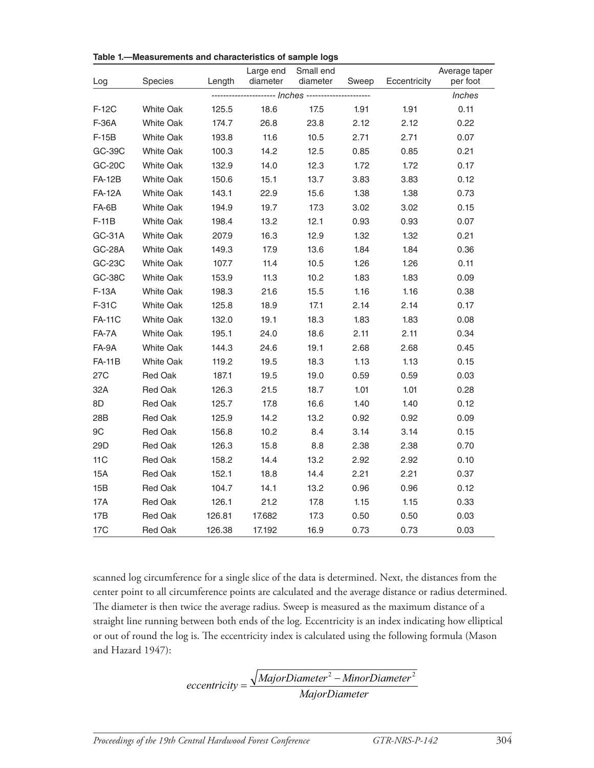**Table 1.—Measurements and characteristics of sample logs**

| Log | Species | Length | Large end diameter | Small end diameter | Sweep | Eccentricity | Average taper per foot |
|---|---|---|---|---|---|---|---|
| | | ---------------------- | Inches | ---------------------- | | | Inches |
| F-12C | White Oak | 125.5 | 18.6 | 17.5 | 1.91 | 1.91 | 0.11 |
| F-36A | White Oak | 174.7 | 26.8 | 23.8 | 2.12 | 2.12 | 0.22 |
| F-15B | White Oak | 193.8 | 11.6 | 10.5 | 2.71 | 2.71 | 0.07 |
| GC-39C | White Oak | 100.3 | 14.2 | 12.5 | 0.85 | 0.85 | 0.21 |
| GC-20C | White Oak | 132.9 | 14.0 | 12.3 | 1.72 | 1.72 | 0.17 |
| FA-12B | White Oak | 150.6 | 15.1 | 13.7 | 3.83 | 3.83 | 0.12 |
| FA-12A | White Oak | 143.1 | 22.9 | 15.6 | 1.38 | 1.38 | 0.73 |
| FA-6B | White Oak | 194.9 | 19.7 | 17.3 | 3.02 | 3.02 | 0.15 |
| F-11B | White Oak | 198.4 | 13.2 | 12.1 | 0.93 | 0.93 | 0.07 |
| GC-31A | White Oak | 207.9 | 16.3 | 12.9 | 1.32 | 1.32 | 0.21 |
| GC-28A | White Oak | 149.3 | 17.9 | 13.6 | 1.84 | 1.84 | 0.36 |
| GC-23C | White Oak | 107.7 | 11.4 | 10.5 | 1.26 | 1.26 | 0.11 |
| GC-38C | White Oak | 153.9 | 11.3 | 10.2 | 1.83 | 1.83 | 0.09 |
| F-13A | White Oak | 198.3 | 21.6 | 15.5 | 1.16 | 1.16 | 0.38 |
| F-31C | White Oak | 125.8 | 18.9 | 17.1 | 2.14 | 2.14 | 0.17 |
| FA-11C | White Oak | 132.0 | 19.1 | 18.3 | 1.83 | 1.83 | 0.08 |
| FA-7A | White Oak | 195.1 | 24.0 | 18.6 | 2.11 | 2.11 | 0.34 |
| FA-9A | White Oak | 144.3 | 24.6 | 19.1 | 2.68 | 2.68 | 0.45 |
| FA-11B | White Oak | 119.2 | 19.5 | 18.3 | 1.13 | 1.13 | 0.15 |
| 27C | Red Oak | 187.1 | 19.5 | 19.0 | 0.59 | 0.59 | 0.03 |
| 32A | Red Oak | 126.3 | 21.5 | 18.7 | 1.01 | 1.01 | 0.28 |
| 8D | Red Oak | 125.7 | 17.8 | 16.6 | 1.40 | 1.40 | 0.12 |
| 28B | Red Oak | 125.9 | 14.2 | 13.2 | 0.92 | 0.92 | 0.09 |
| 9C | Red Oak | 156.8 | 10.2 | 8.4 | 3.14 | 3.14 | 0.15 |
| 29D | Red Oak | 126.3 | 15.8 | 8.8 | 2.38 | 2.38 | 0.70 |
| 11C | Red Oak | 158.2 | 14.4 | 13.2 | 2.92 | 2.92 | 0.10 |
| 15A | Red Oak | 152.1 | 18.8 | 14.4 | 2.21 | 2.21 | 0.37 |
| 15B | Red Oak | 104.7 | 14.1 | 13.2 | 0.96 | 0.96 | 0.12 |
| 17A | Red Oak | 126.1 | 21.2 | 17.8 | 1.15 | 1.15 | 0.33 |
| 17B | Red Oak | 126.81 | 17.682 | 17.3 | 0.50 | 0.50 | 0.03 |
| 17C | Red Oak | 126.38 | 17.192 | 16.9 | 0.73 | 0.73 | 0.03 |

scanned log circumference for a single slice of the data is determined. Next, the distances from the center point to all circumference points are calculated and the average distance or radius determined. The diameter is then twice the average radius. Sweep is measured as the maximum distance of a straight line running between both ends of the log. Eccentricity is an index indicating how elliptical or out of round the log is. The eccentricity index is calculated using the following formula (Mason and Hazard 1947):

$$eccentricity = \frac{\sqrt{MajorDiameter^2 - MinorDiameter^2}}{MajorDiameter}$$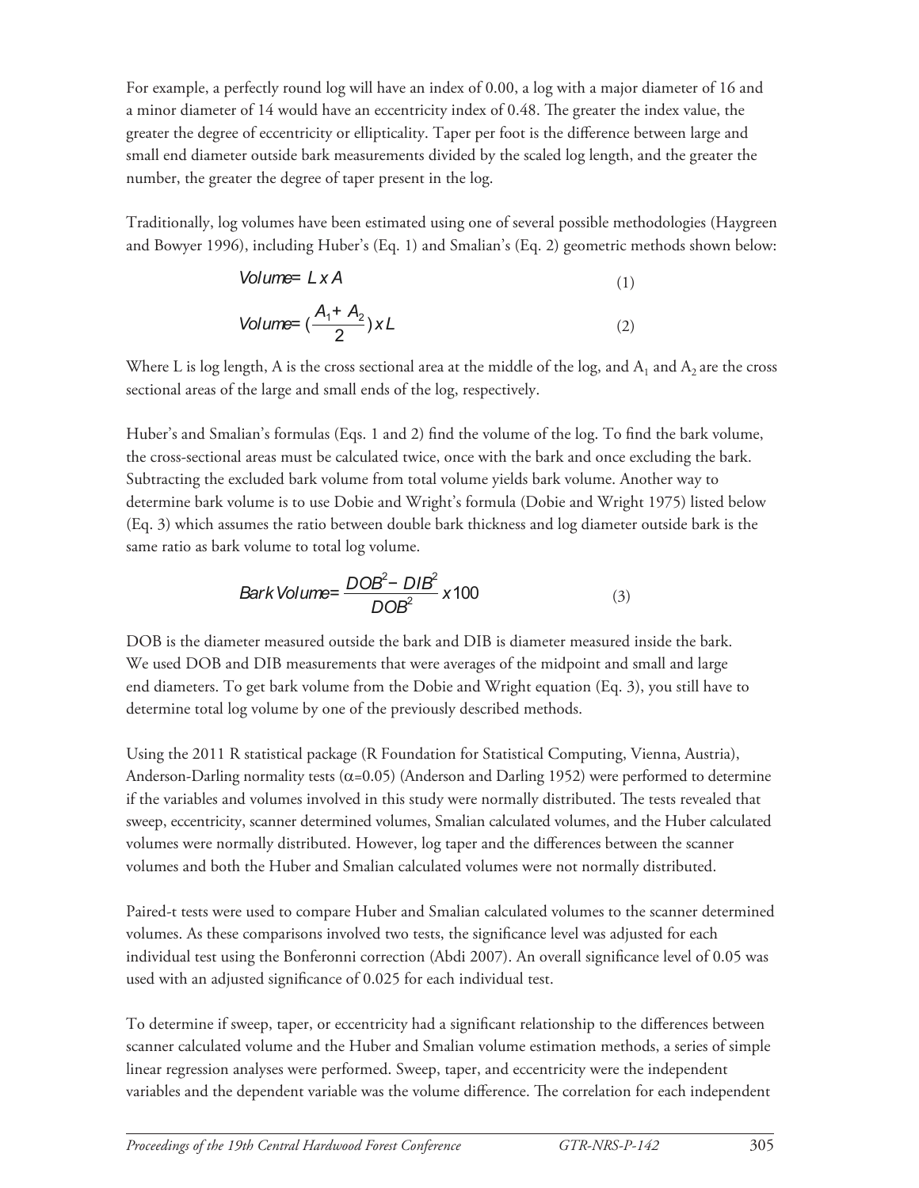For example, a perfectly round log will have an index of 0.00, a log with a major diameter of 16 and a minor diameter of 14 would have an eccentricity index of 0.48. The greater the index value, the greater the degree of eccentricity or ellipticality. Taper per foot is the difference between large and small end diameter outside bark measurements divided by the scaled log length, and the greater the number, the greater the degree of taper present in the log.

Traditionally, log volumes have been estimated using one of several possible methodologies (Haygreen and Bowyer 1996), including Huber's (Eq. 1) and Smalian's (Eq. 2) geometric methods shown below:

$$Volume = L \times A \tag{1}$$

$$Volume = \left(\frac{A_1 + A_2}{2}\right) \times L \tag{2}$$

Where L is log length, A is the cross sectional area at the middle of the log, and $A_1$ and $A_2$ are the cross sectional areas of the large and small ends of the log, respectively.

Huber's and Smalian's formulas (Eqs. 1 and 2) find the volume of the log. To find the bark volume, the cross-sectional areas must be calculated twice, once with the bark and once excluding the bark. Subtracting the excluded bark volume from total volume yields bark volume. Another way to determine bark volume is to use Dobie and Wright's formula (Dobie and Wright 1975) listed below (Eq. 3) which assumes the ratio between double bark thickness and log diameter outside bark is the same ratio as bark volume to total log volume.

$$Bark\ Volume = \frac{DOB^2 - DIB^2}{DOB^2} \times 100 \tag{3}$$

DOB is the diameter measured outside the bark and DIB is diameter measured inside the bark. We used DOB and DIB measurements that were averages of the midpoint and small and large end diameters. To get bark volume from the Dobie and Wright equation (Eq. 3), you still have to determine total log volume by one of the previously described methods.

Using the 2011 R statistical package (R Foundation for Statistical Computing, Vienna, Austria), Anderson-Darling normality tests ($\alpha$=0.05) (Anderson and Darling 1952) were performed to determine if the variables and volumes involved in this study were normally distributed. The tests revealed that sweep, eccentricity, scanner determined volumes, Smalian calculated volumes, and the Huber calculated volumes were normally distributed. However, log taper and the differences between the scanner volumes and both the Huber and Smalian calculated volumes were not normally distributed.

Paired-t tests were used to compare Huber and Smalian calculated volumes to the scanner determined volumes. As these comparisons involved two tests, the significance level was adjusted for each individual test using the Bonferonni correction (Abdi 2007). An overall significance level of 0.05 was used with an adjusted significance of 0.025 for each individual test.

To determine if sweep, taper, or eccentricity had a significant relationship to the differences between scanner calculated volume and the Huber and Smalian volume estimation methods, a series of simple linear regression analyses were performed. Sweep, taper, and eccentricity were the independent variables and the dependent variable was the volume difference. The correlation for each independent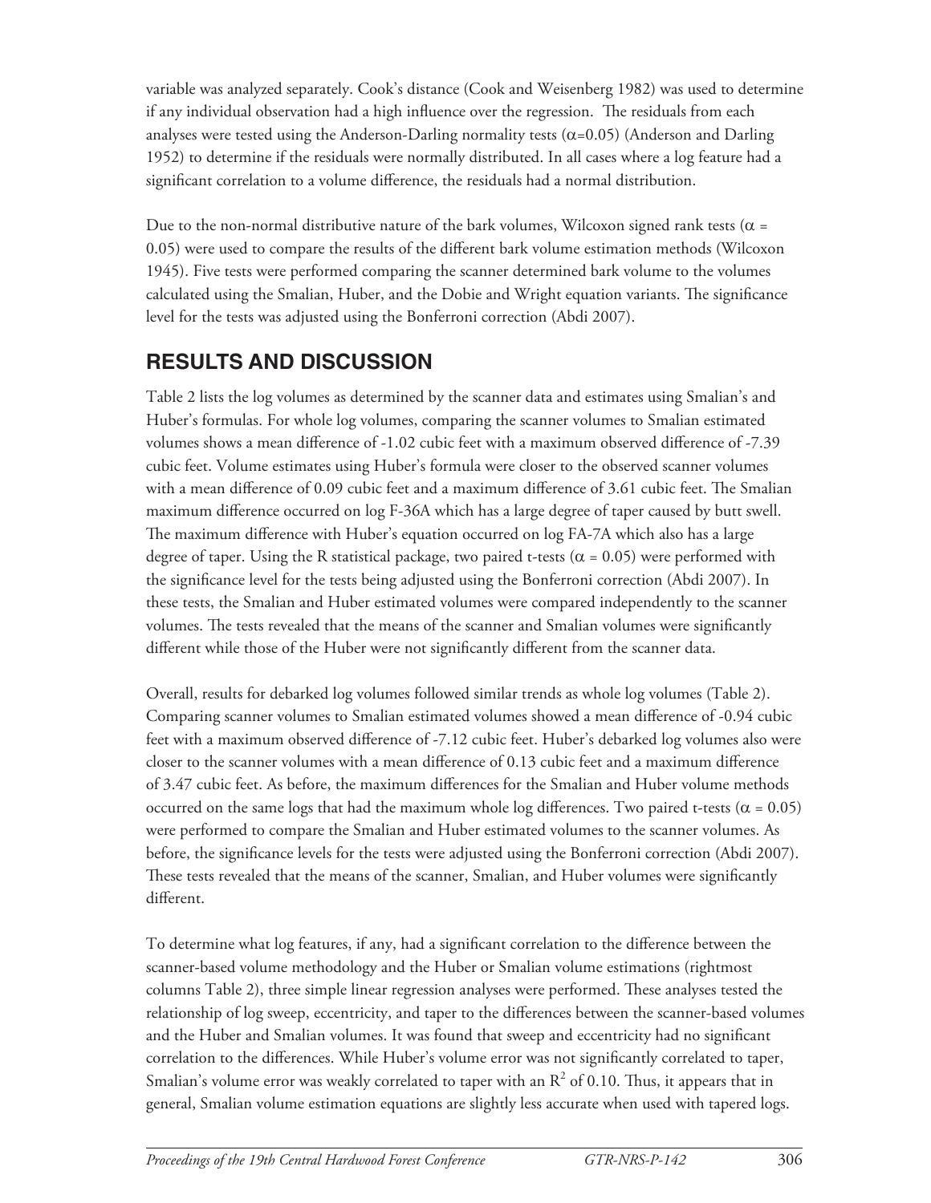variable was analyzed separately. Cook's distance (Cook and Weisenberg 1982) was used to determine if any individual observation had a high influence over the regression. The residuals from each analyses were tested using the Anderson-Darling normality tests ($\alpha$=0.05) (Anderson and Darling 1952) to determine if the residuals were normally distributed. In all cases where a log feature had a significant correlation to a volume difference, the residuals had a normal distribution.

Due to the non-normal distributive nature of the bark volumes, Wilcoxon signed rank tests ($\alpha$ = 0.05) were used to compare the results of the different bark volume estimation methods (Wilcoxon 1945). Five tests were performed comparing the scanner determined bark volume to the volumes calculated using the Smalian, Huber, and the Dobie and Wright equation variants. The significance level for the tests was adjusted using the Bonferroni correction (Abdi 2007).

## RESULTS AND DISCUSSION

Table 2 lists the log volumes as determined by the scanner data and estimates using Smalian's and Huber's formulas. For whole log volumes, comparing the scanner volumes to Smalian estimated volumes shows a mean difference of -1.02 cubic feet with a maximum observed difference of -7.39 cubic feet. Volume estimates using Huber's formula were closer to the observed scanner volumes with a mean difference of 0.09 cubic feet and a maximum difference of 3.61 cubic feet. The Smalian maximum difference occurred on log F-36A which has a large degree of taper caused by butt swell. The maximum difference with Huber's equation occurred on log FA-7A which also has a large degree of taper. Using the R statistical package, two paired t-tests ($\alpha$ = 0.05) were performed with the significance level for the tests being adjusted using the Bonferroni correction (Abdi 2007). In these tests, the Smalian and Huber estimated volumes were compared independently to the scanner volumes. The tests revealed that the means of the scanner and Smalian volumes were significantly different while those of the Huber were not significantly different from the scanner data.

Overall, results for debarked log volumes followed similar trends as whole log volumes (Table 2). Comparing scanner volumes to Smalian estimated volumes showed a mean difference of -0.94 cubic feet with a maximum observed difference of -7.12 cubic feet. Huber's debarked log volumes also were closer to the scanner volumes with a mean difference of 0.13 cubic feet and a maximum difference of 3.47 cubic feet. As before, the maximum differences for the Smalian and Huber volume methods occurred on the same logs that had the maximum whole log differences. Two paired t-tests ($\alpha$ = 0.05) were performed to compare the Smalian and Huber estimated volumes to the scanner volumes. As before, the significance levels for the tests were adjusted using the Bonferroni correction (Abdi 2007). These tests revealed that the means of the scanner, Smalian, and Huber volumes were significantly different.

To determine what log features, if any, had a significant correlation to the difference between the scanner-based volume methodology and the Huber or Smalian volume estimations (rightmost columns Table 2), three simple linear regression analyses were performed. These analyses tested the relationship of log sweep, eccentricity, and taper to the differences between the scanner-based volumes and the Huber and Smalian volumes. It was found that sweep and eccentricity had no significant correlation to the differences. While Huber's volume error was not significantly correlated to taper, Smalian's volume error was weakly correlated to taper with an $R^2$ of 0.10. Thus, it appears that in general, Smalian volume estimation equations are slightly less accurate when used with tapered logs.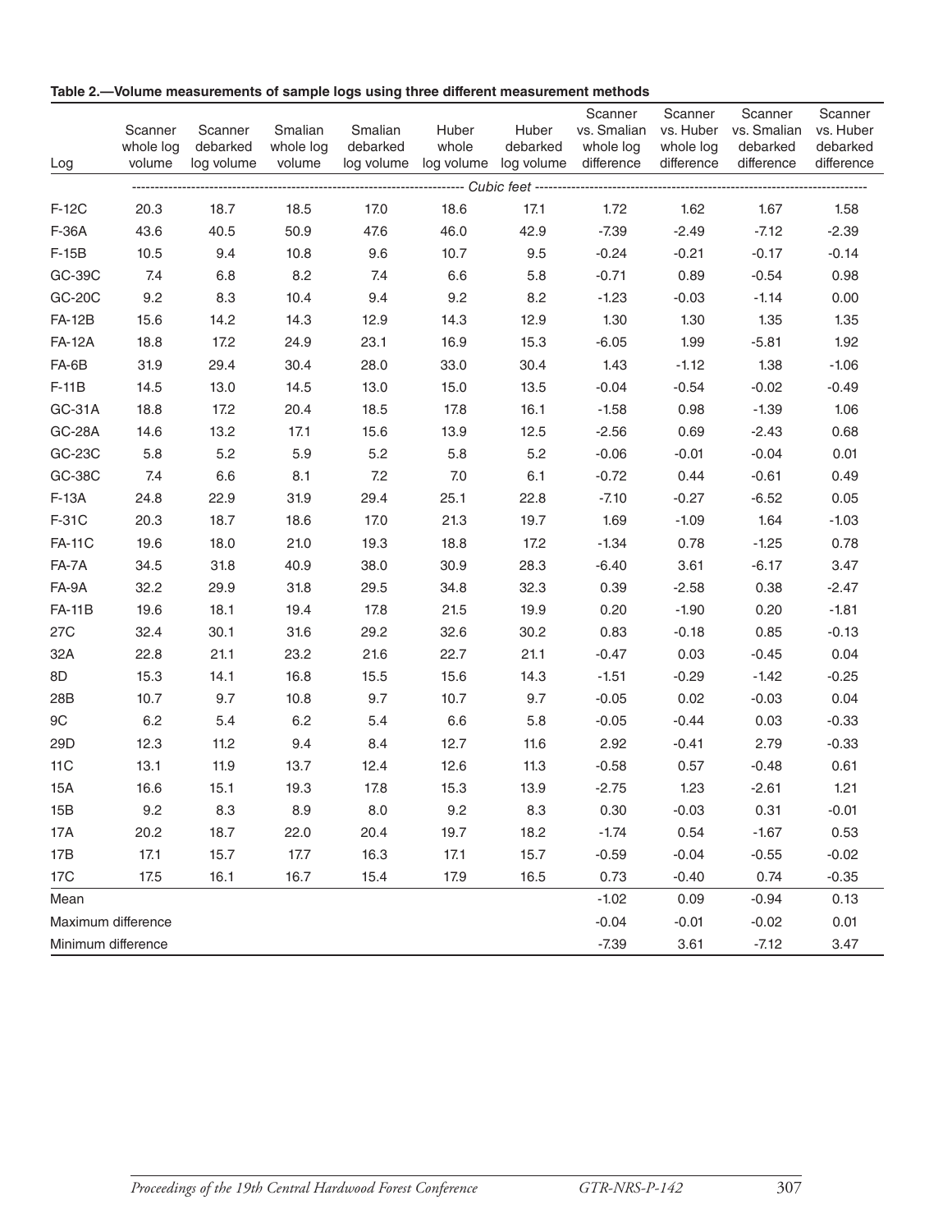**Table 2.—Volume measurements of sample logs using three different measurement methods**

| Log | Scanner whole log volume | Scanner debarked log volume | Smalian whole log volume | Smalian debarked log volume | Huber whole log volume | Huber debarked log volume | Scanner vs. Smalian whole log difference | Scanner vs. Huber whole log difference | Scanner vs. Smalian debarked difference | Scanner vs. Huber debarked difference |
|---|---|---|---|---|---|---|---|---|---|---|
| | Cubic feet | | | | | | | | | |
| F-12C | 20.3 | 18.7 | 18.5 | 17.0 | 18.6 | 17.1 | 1.72 | 1.62 | 1.67 | 1.58 |
| F-36A | 43.6 | 40.5 | 50.9 | 47.6 | 46.0 | 42.9 | -7.39 | -2.49 | -7.12 | -2.39 |
| F-15B | 10.5 | 9.4 | 10.8 | 9.6 | 10.7 | 9.5 | -0.24 | -0.21 | -0.17 | -0.14 |
| GC-39C | 7.4 | 6.8 | 8.2 | 7.4 | 6.6 | 5.8 | -0.71 | 0.89 | -0.54 | 0.98 |
| GC-20C | 9.2 | 8.3 | 10.4 | 9.4 | 9.2 | 8.2 | -1.23 | -0.03 | -1.14 | 0.00 |
| FA-12B | 15.6 | 14.2 | 14.3 | 12.9 | 14.3 | 12.9 | 1.30 | 1.30 | 1.35 | 1.35 |
| FA-12A | 18.8 | 17.2 | 24.9 | 23.1 | 16.9 | 15.3 | -6.05 | 1.99 | -5.81 | 1.92 |
| FA-6B | 31.9 | 29.4 | 30.4 | 28.0 | 33.0 | 30.4 | 1.43 | -1.12 | 1.38 | -1.06 |
| F-11B | 14.5 | 13.0 | 14.5 | 13.0 | 15.0 | 13.5 | -0.04 | -0.54 | -0.02 | -0.49 |
| GC-31A | 18.8 | 17.2 | 20.4 | 18.5 | 17.8 | 16.1 | -1.58 | 0.98 | -1.39 | 1.06 |
| GC-28A | 14.6 | 13.2 | 17.1 | 15.6 | 13.9 | 12.5 | -2.56 | 0.69 | -2.43 | 0.68 |
| GC-23C | 5.8 | 5.2 | 5.9 | 5.2 | 5.8 | 5.2 | -0.06 | -0.01 | -0.04 | 0.01 |
| GC-38C | 7.4 | 6.6 | 8.1 | 7.2 | 7.0 | 6.1 | -0.72 | 0.44 | -0.61 | 0.49 |
| F-13A | 24.8 | 22.9 | 31.9 | 29.4 | 25.1 | 22.8 | -7.10 | -0.27 | -6.52 | 0.05 |
| F-31C | 20.3 | 18.7 | 18.6 | 17.0 | 21.3 | 19.7 | 1.69 | -1.09 | 1.64 | -1.03 |
| FA-11C | 19.6 | 18.0 | 21.0 | 19.3 | 18.8 | 17.2 | -1.34 | 0.78 | -1.25 | 0.78 |
| FA-7A | 34.5 | 31.8 | 40.9 | 38.0 | 30.9 | 28.3 | -6.40 | 3.61 | -6.17 | 3.47 |
| FA-9A | 32.2 | 29.9 | 31.8 | 29.5 | 34.8 | 32.3 | 0.39 | -2.58 | 0.38 | -2.47 |
| FA-11B | 19.6 | 18.1 | 19.4 | 17.8 | 21.5 | 19.9 | 0.20 | -1.90 | 0.20 | -1.81 |
| 27C | 32.4 | 30.1 | 31.6 | 29.2 | 32.6 | 30.2 | 0.83 | -0.18 | 0.85 | -0.13 |
| 32A | 22.8 | 21.1 | 23.2 | 21.6 | 22.7 | 21.1 | -0.47 | 0.03 | -0.45 | 0.04 |
| 8D | 15.3 | 14.1 | 16.8 | 15.5 | 15.6 | 14.3 | -1.51 | -0.29 | -1.42 | -0.25 |
| 28B | 10.7 | 9.7 | 10.8 | 9.7 | 10.7 | 9.7 | -0.05 | 0.02 | -0.03 | 0.04 |
| 9C | 6.2 | 5.4 | 6.2 | 5.4 | 6.6 | 5.8 | -0.05 | -0.44 | 0.03 | -0.33 |
| 29D | 12.3 | 11.2 | 9.4 | 8.4 | 12.7 | 11.6 | 2.92 | -0.41 | 2.79 | -0.33 |
| 11C | 13.1 | 11.9 | 13.7 | 12.4 | 12.6 | 11.3 | -0.58 | 0.57 | -0.48 | 0.61 |
| 15A | 16.6 | 15.1 | 19.3 | 17.8 | 15.3 | 13.9 | -2.75 | 1.23 | -2.61 | 1.21 |
| 15B | 9.2 | 8.3 | 8.9 | 8.0 | 9.2 | 8.3 | 0.30 | -0.03 | 0.31 | -0.01 |
| 17A | 20.2 | 18.7 | 22.0 | 20.4 | 19.7 | 18.2 | -1.74 | 0.54 | -1.67 | 0.53 |
| 17B | 17.1 | 15.7 | 17.7 | 16.3 | 17.1 | 15.7 | -0.59 | -0.04 | -0.55 | -0.02 |
| 17C | 17.5 | 16.1 | 16.7 | 15.4 | 17.9 | 16.5 | 0.73 | -0.40 | 0.74 | -0.35 |
| Mean | | | | | | | -1.02 | 0.09 | -0.94 | 0.13 |
| Maximum difference | | | | | | | -0.04 | -0.01 | -0.02 | 0.01 |
| Minimum difference | | | | | | | -7.39 | 3.61 | -7.12 | 3.47 |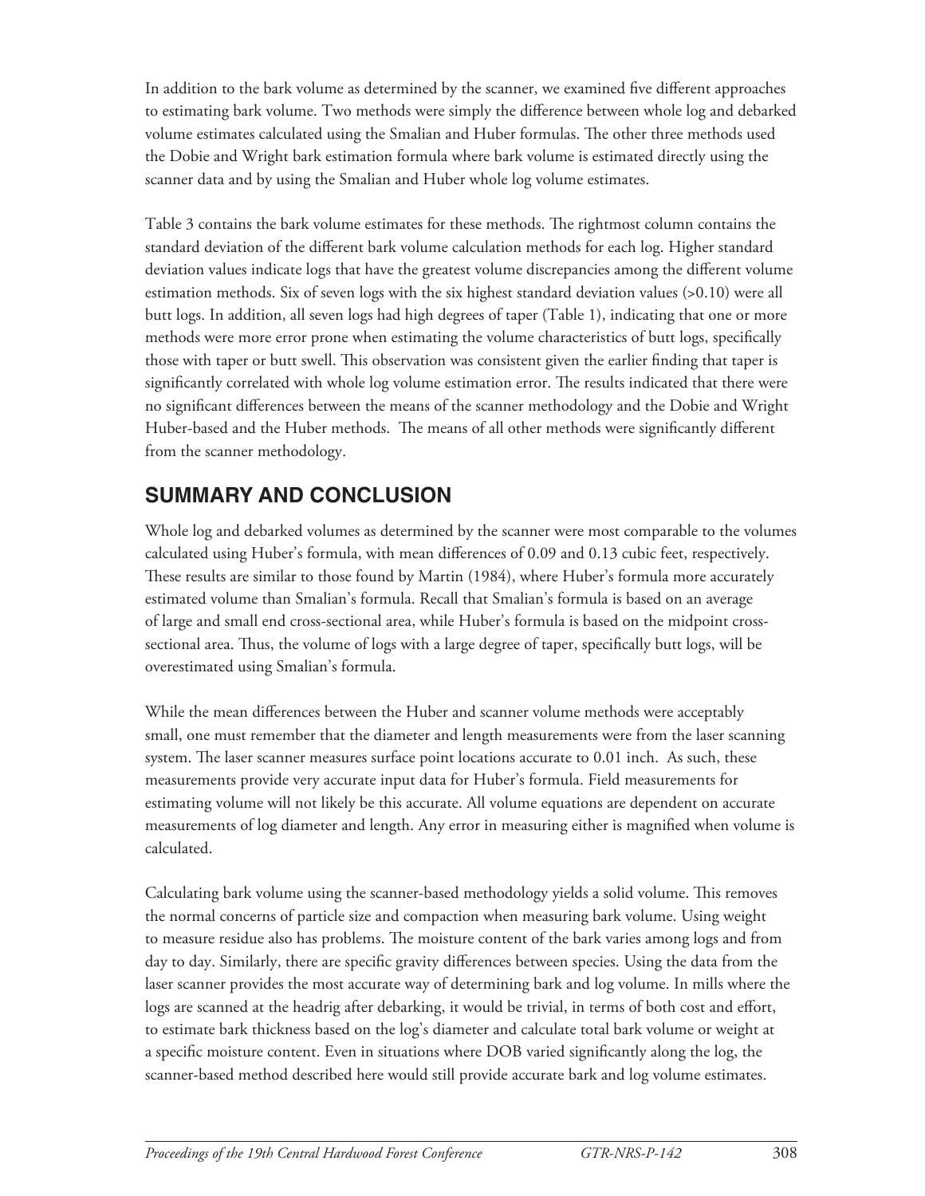In addition to the bark volume as determined by the scanner, we examined five different approaches to estimating bark volume. Two methods were simply the difference between whole log and debarked volume estimates calculated using the Smalian and Huber formulas. The other three methods used the Dobie and Wright bark estimation formula where bark volume is estimated directly using the scanner data and by using the Smalian and Huber whole log volume estimates.

Table 3 contains the bark volume estimates for these methods. The rightmost column contains the standard deviation of the different bark volume calculation methods for each log. Higher standard deviation values indicate logs that have the greatest volume discrepancies among the different volume estimation methods. Six of seven logs with the six highest standard deviation values (>0.10) were all butt logs. In addition, all seven logs had high degrees of taper (Table 1), indicating that one or more methods were more error prone when estimating the volume characteristics of butt logs, specifically those with taper or butt swell. This observation was consistent given the earlier finding that taper is significantly correlated with whole log volume estimation error. The results indicated that there were no significant differences between the means of the scanner methodology and the Dobie and Wright Huber-based and the Huber methods. The means of all other methods were significantly different from the scanner methodology.

## SUMMARY AND CONCLUSION

Whole log and debarked volumes as determined by the scanner were most comparable to the volumes calculated using Huber's formula, with mean differences of 0.09 and 0.13 cubic feet, respectively. These results are similar to those found by Martin (1984), where Huber's formula more accurately estimated volume than Smalian's formula. Recall that Smalian's formula is based on an average of large and small end cross-sectional area, while Huber's formula is based on the midpoint cross-sectional area. Thus, the volume of logs with a large degree of taper, specifically butt logs, will be overestimated using Smalian's formula.

While the mean differences between the Huber and scanner volume methods were acceptably small, one must remember that the diameter and length measurements were from the laser scanning system. The laser scanner measures surface point locations accurate to 0.01 inch. As such, these measurements provide very accurate input data for Huber's formula. Field measurements for estimating volume will not likely be this accurate. All volume equations are dependent on accurate measurements of log diameter and length. Any error in measuring either is magnified when volume is calculated.

Calculating bark volume using the scanner-based methodology yields a solid volume. This removes the normal concerns of particle size and compaction when measuring bark volume. Using weight to measure residue also has problems. The moisture content of the bark varies among logs and from day to day. Similarly, there are specific gravity differences between species. Using the data from the laser scanner provides the most accurate way of determining bark and log volume. In mills where the logs are scanned at the headrig after debarking, it would be trivial, in terms of both cost and effort, to estimate bark thickness based on the log's diameter and calculate total bark volume or weight at a specific moisture content. Even in situations where DOB varied significantly along the log, the scanner-based method described here would still provide accurate bark and log volume estimates.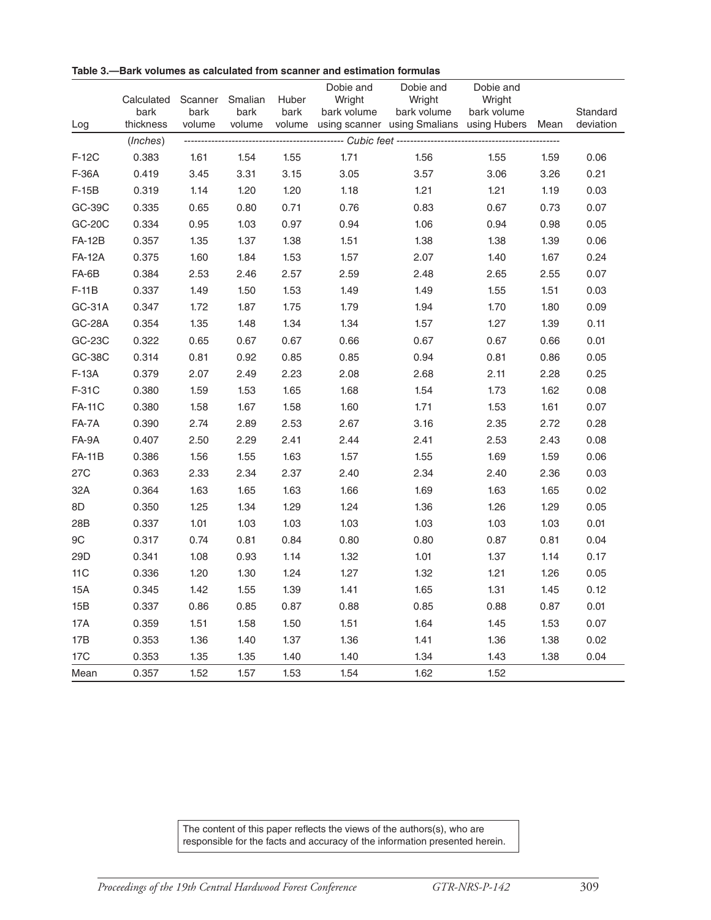**Table 3.—Bark volumes as calculated from scanner and estimation formulas**

| Log | Calculated bark thickness | Scanner bark volume | Smalian bark volume | Huber bark volume | Dobie and Wright bark volume using scanner | Dobie and Wright bark volume using Smalians | Dobie and Wright bark volume using Hubers | Mean | Standard deviation |
|---|---|---|---|---|---|---|---|---|---|
| | *(Inches)* | *Cubic feet* | | | | | | | |
| F-12C | 0.383 | 1.61 | 1.54 | 1.55 | 1.71 | 1.56 | 1.55 | 1.59 | 0.06 |
| F-36A | 0.419 | 3.45 | 3.31 | 3.15 | 3.05 | 3.57 | 3.06 | 3.26 | 0.21 |
| F-15B | 0.319 | 1.14 | 1.20 | 1.20 | 1.18 | 1.21 | 1.21 | 1.19 | 0.03 |
| GC-39C | 0.335 | 0.65 | 0.80 | 0.71 | 0.76 | 0.83 | 0.67 | 0.73 | 0.07 |
| GC-20C | 0.334 | 0.95 | 1.03 | 0.97 | 0.94 | 1.06 | 0.94 | 0.98 | 0.05 |
| FA-12B | 0.357 | 1.35 | 1.37 | 1.38 | 1.51 | 1.38 | 1.38 | 1.39 | 0.06 |
| FA-12A | 0.375 | 1.60 | 1.84 | 1.53 | 1.57 | 2.07 | 1.40 | 1.67 | 0.24 |
| FA-6B | 0.384 | 2.53 | 2.46 | 2.57 | 2.59 | 2.48 | 2.65 | 2.55 | 0.07 |
| F-11B | 0.337 | 1.49 | 1.50 | 1.53 | 1.49 | 1.49 | 1.55 | 1.51 | 0.03 |
| GC-31A | 0.347 | 1.72 | 1.87 | 1.75 | 1.79 | 1.94 | 1.70 | 1.80 | 0.09 |
| GC-28A | 0.354 | 1.35 | 1.48 | 1.34 | 1.34 | 1.57 | 1.27 | 1.39 | 0.11 |
| GC-23C | 0.322 | 0.65 | 0.67 | 0.67 | 0.66 | 0.67 | 0.67 | 0.66 | 0.01 |
| GC-38C | 0.314 | 0.81 | 0.92 | 0.85 | 0.85 | 0.94 | 0.81 | 0.86 | 0.05 |
| F-13A | 0.379 | 2.07 | 2.49 | 2.23 | 2.08 | 2.68 | 2.11 | 2.28 | 0.25 |
| F-31C | 0.380 | 1.59 | 1.53 | 1.65 | 1.68 | 1.54 | 1.73 | 1.62 | 0.08 |
| FA-11C | 0.380 | 1.58 | 1.67 | 1.58 | 1.60 | 1.71 | 1.53 | 1.61 | 0.07 |
| FA-7A | 0.390 | 2.74 | 2.89 | 2.53 | 2.67 | 3.16 | 2.35 | 2.72 | 0.28 |
| FA-9A | 0.407 | 2.50 | 2.29 | 2.41 | 2.44 | 2.41 | 2.53 | 2.43 | 0.08 |
| FA-11B | 0.386 | 1.56 | 1.55 | 1.63 | 1.57 | 1.55 | 1.69 | 1.59 | 0.06 |
| 27C | 0.363 | 2.33 | 2.34 | 2.37 | 2.40 | 2.34 | 2.40 | 2.36 | 0.03 |
| 32A | 0.364 | 1.63 | 1.65 | 1.63 | 1.66 | 1.69 | 1.63 | 1.65 | 0.02 |
| 8D | 0.350 | 1.25 | 1.34 | 1.29 | 1.24 | 1.36 | 1.26 | 1.29 | 0.05 |
| 28B | 0.337 | 1.01 | 1.03 | 1.03 | 1.03 | 1.03 | 1.03 | 1.03 | 0.01 |
| 9C | 0.317 | 0.74 | 0.81 | 0.84 | 0.80 | 0.80 | 0.87 | 0.81 | 0.04 |
| 29D | 0.341 | 1.08 | 0.93 | 1.14 | 1.32 | 1.01 | 1.37 | 1.14 | 0.17 |
| 11C | 0.336 | 1.20 | 1.30 | 1.24 | 1.27 | 1.32 | 1.21 | 1.26 | 0.05 |
| 15A | 0.345 | 1.42 | 1.55 | 1.39 | 1.41 | 1.65 | 1.31 | 1.45 | 0.12 |
| 15B | 0.337 | 0.86 | 0.85 | 0.87 | 0.88 | 0.85 | 0.88 | 0.87 | 0.01 |
| 17A | 0.359 | 1.51 | 1.58 | 1.50 | 1.51 | 1.64 | 1.45 | 1.53 | 0.07 |
| 17B | 0.353 | 1.36 | 1.40 | 1.37 | 1.36 | 1.41 | 1.36 | 1.38 | 0.02 |
| 17C | 0.353 | 1.35 | 1.35 | 1.40 | 1.40 | 1.34 | 1.43 | 1.38 | 0.04 |
| Mean | 0.357 | 1.52 | 1.57 | 1.53 | 1.54 | 1.62 | 1.52 | | |

The content of this paper reflects the views of the authors(s), who are responsible for the facts and accuracy of the information presented herein.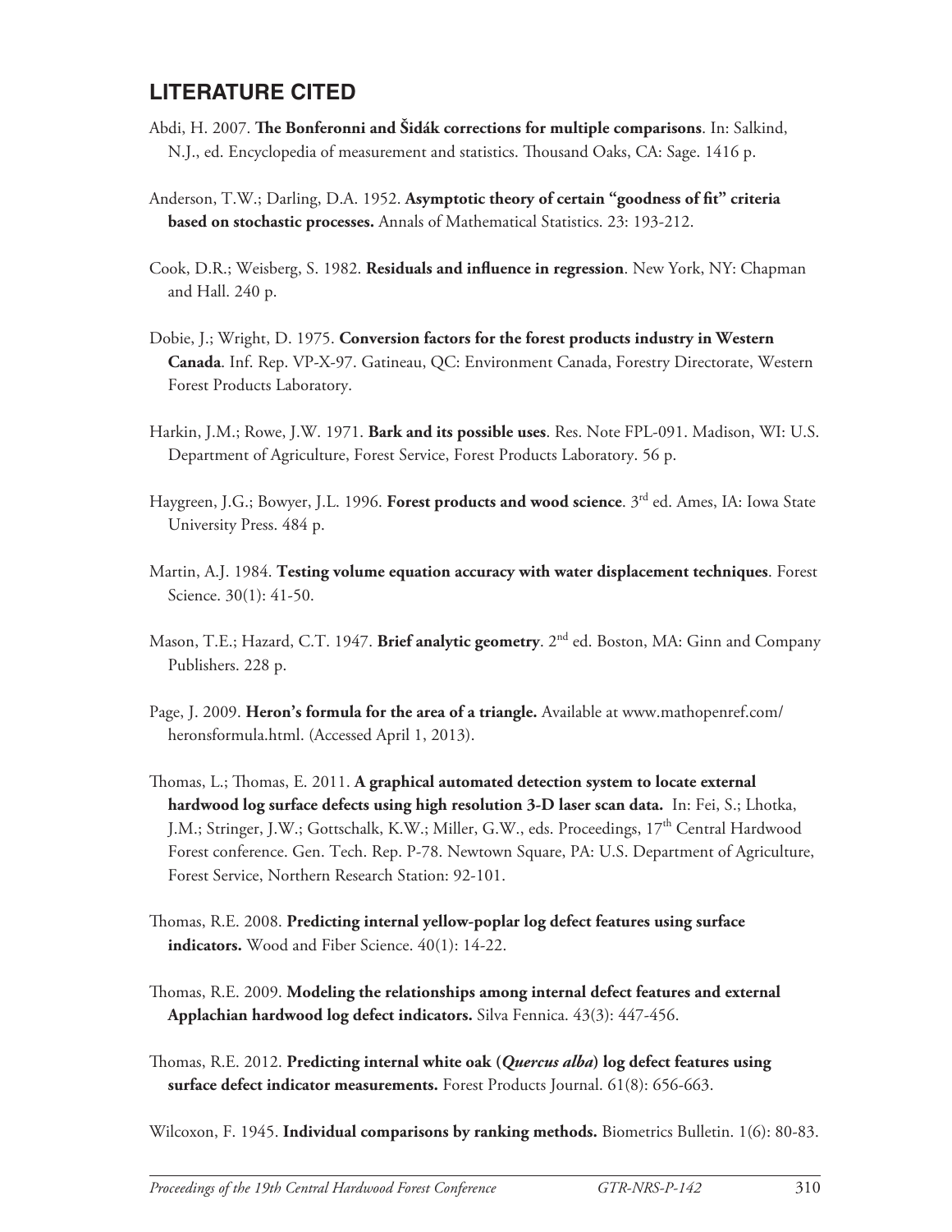## LITERATURE CITED

Abdi, H. 2007. **The Bonferonni and Šidák corrections for multiple comparisons**. In: Salkind, N.J., ed. Encyclopedia of measurement and statistics. Thousand Oaks, CA: Sage. 1416 p.

Anderson, T.W.; Darling, D.A. 1952. **Asymptotic theory of certain "goodness of fit" criteria based on stochastic processes.** Annals of Mathematical Statistics. 23: 193-212.

Cook, D.R.; Weisberg, S. 1982. **Residuals and influence in regression**. New York, NY: Chapman and Hall. 240 p.

Dobie, J.; Wright, D. 1975. **Conversion factors for the forest products industry in Western Canada**. Inf. Rep. VP-X-97. Gatineau, QC: Environment Canada, Forestry Directorate, Western Forest Products Laboratory.

Harkin, J.M.; Rowe, J.W. 1971. **Bark and its possible uses**. Res. Note FPL-091. Madison, WI: U.S. Department of Agriculture, Forest Service, Forest Products Laboratory. 56 p.

Haygreen, J.G.; Bowyer, J.L. 1996. **Forest products and wood science**. 3rd ed. Ames, IA: Iowa State University Press. 484 p.

Martin, A.J. 1984. **Testing volume equation accuracy with water displacement techniques**. Forest Science. 30(1): 41-50.

Mason, T.E.; Hazard, C.T. 1947. **Brief analytic geometry**. 2nd ed. Boston, MA: Ginn and Company Publishers. 228 p.

Page, J. 2009. **Heron's formula for the area of a triangle.** Available at www.mathopenref.com/heronsformula.html. (Accessed April 1, 2013).

Thomas, L.; Thomas, E. 2011. **A graphical automated detection system to locate external hardwood log surface defects using high resolution 3-D laser scan data.** In: Fei, S.; Lhotka, J.M.; Stringer, J.W.; Gottschalk, K.W.; Miller, G.W., eds. Proceedings, 17th Central Hardwood Forest conference. Gen. Tech. Rep. P-78. Newtown Square, PA: U.S. Department of Agriculture, Forest Service, Northern Research Station: 92-101.

Thomas, R.E. 2008. **Predicting internal yellow-poplar log defect features using surface indicators.** Wood and Fiber Science. 40(1): 14-22.

Thomas, R.E. 2009. **Modeling the relationships among internal defect features and external Applachian hardwood log defect indicators.** Silva Fennica. 43(3): 447-456.

Thomas, R.E. 2012. **Predicting internal white oak (*Quercus alba*) log defect features using surface defect indicator measurements.** Forest Products Journal. 61(8): 656-663.

Wilcoxon, F. 1945. **Individual comparisons by ranking methods.** Biometrics Bulletin. 1(6): 80-83.